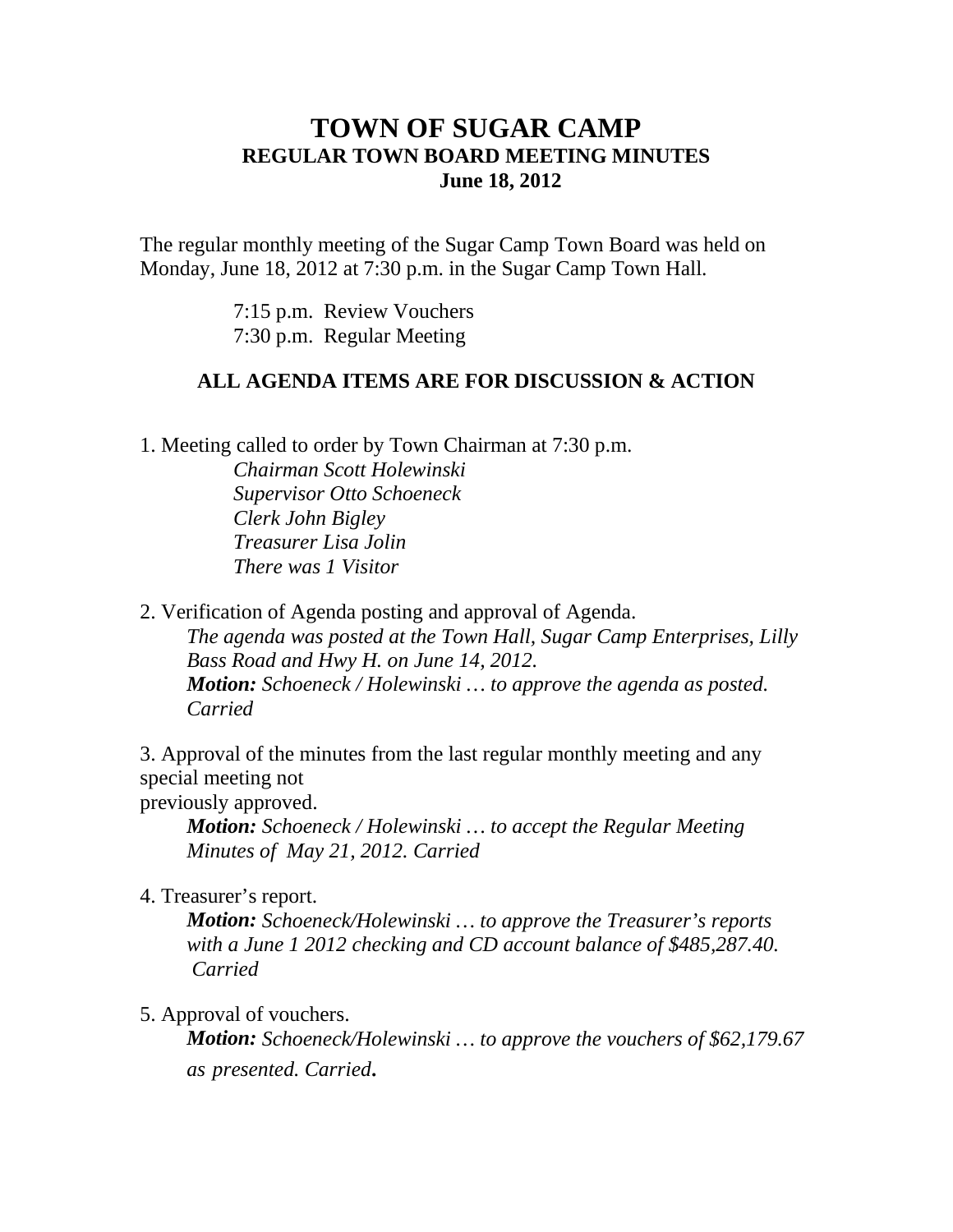# TOWN OF SUGAR CAMP
## REGULAR TOWN BOARD MEETING MINUTES
### June 18, 2012

The regular monthly meeting of the Sugar Camp Town Board was held on Monday, June 18, 2012 at 7:30 p.m. in the Sugar Camp Town Hall.

7:15 p.m. Review Vouchers
7:30 p.m. Regular Meeting

**ALL AGENDA ITEMS ARE FOR DISCUSSION & ACTION**

1. Meeting called to order by Town Chairman at 7:30 p.m.
   *Chairman Scott Holewinski*
   *Supervisor Otto Schoeneck*
   *Clerk John Bigley*
   *Treasurer Lisa Jolin*
   *There was 1 Visitor*

2. Verification of Agenda posting and approval of Agenda.
   *The agenda was posted at the Town Hall, Sugar Camp Enterprises, Lilly Bass Road and Hwy H. on June 14, 2012.*
   ***Motion:** Schoeneck / Holewinski … to approve the agenda as posted. Carried*

3. Approval of the minutes from the last regular monthly meeting and any special meeting not previously approved.
   ***Motion:** Schoeneck / Holewinski … to accept the Regular Meeting Minutes of May 21, 2012. Carried*

4. Treasurer's report.
   ***Motion:** Schoeneck/Holewinski … to approve the Treasurer's reports with a June 1 2012 checking and CD account balance of $485,287.40. Carried*

5. Approval of vouchers.
   ***Motion:** Schoeneck/Holewinski … to approve the vouchers of $62,179.67 as presented. Carried.*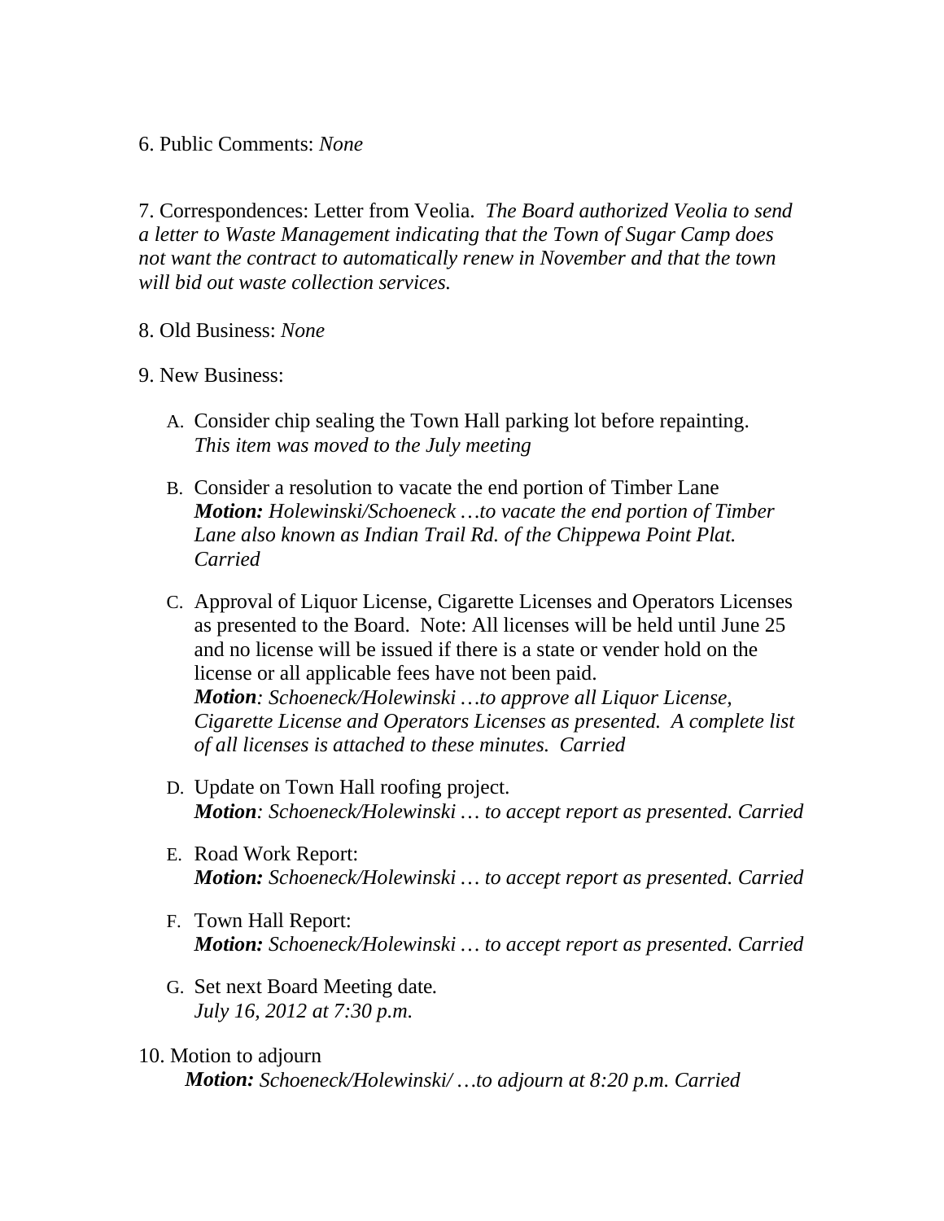6. Public Comments: *None*

7. Correspondences: Letter from Veolia. *The Board authorized Veolia to send a letter to Waste Management indicating that the Town of Sugar Camp does not want the contract to automatically renew in November and that the town will bid out waste collection services.*

8. Old Business: *None*

9. New Business:

A. Consider chip sealing the Town Hall parking lot before repainting.
*This item was moved to the July meeting*

B. Consider a resolution to vacate the end portion of Timber Lane
***Motion:** Holewinski/Schoeneck …to vacate the end portion of Timber Lane also known as Indian Trail Rd. of the Chippewa Point Plat. Carried*

C. Approval of Liquor License, Cigarette Licenses and Operators Licenses as presented to the Board. Note: All licenses will be held until June 25 and no license will be issued if there is a state or vender hold on the license or all applicable fees have not been paid.
***Motion**: Schoeneck/Holewinski …to approve all Liquor License, Cigarette License and Operators Licenses as presented. A complete list of all licenses is attached to these minutes. Carried*

D. Update on Town Hall roofing project.
***Motion**: Schoeneck/Holewinski … to accept report as presented. Carried*

E. Road Work Report:
***Motion:** Schoeneck/Holewinski … to accept report as presented. Carried*

F. Town Hall Report:
***Motion:** Schoeneck/Holewinski … to accept report as presented. Carried*

G. Set next Board Meeting date.
*July 16, 2012 at 7:30 p.m.*

10. Motion to adjourn
***Motion:** Schoeneck/Holewinski/ …to adjourn at 8:20 p.m. Carried*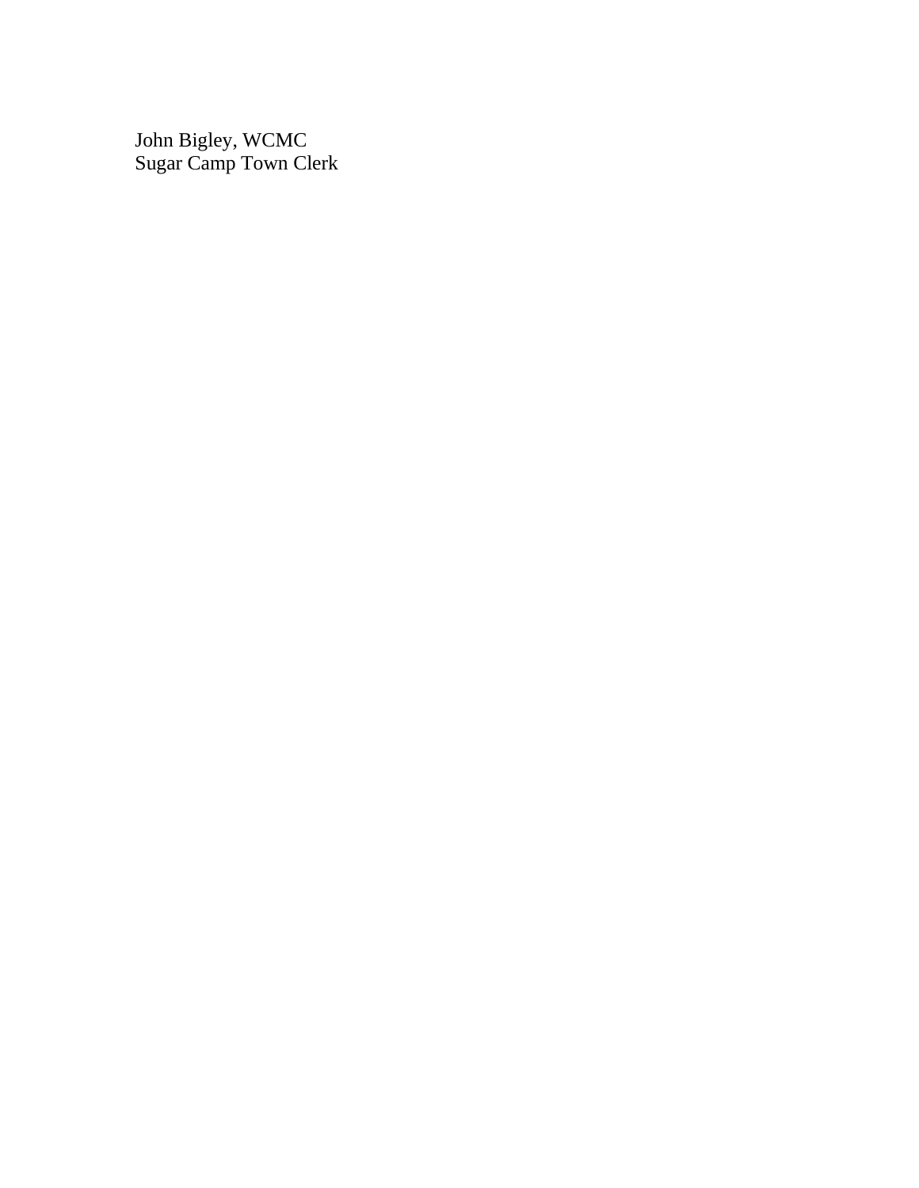John Bigley, WCMC
Sugar Camp Town Clerk